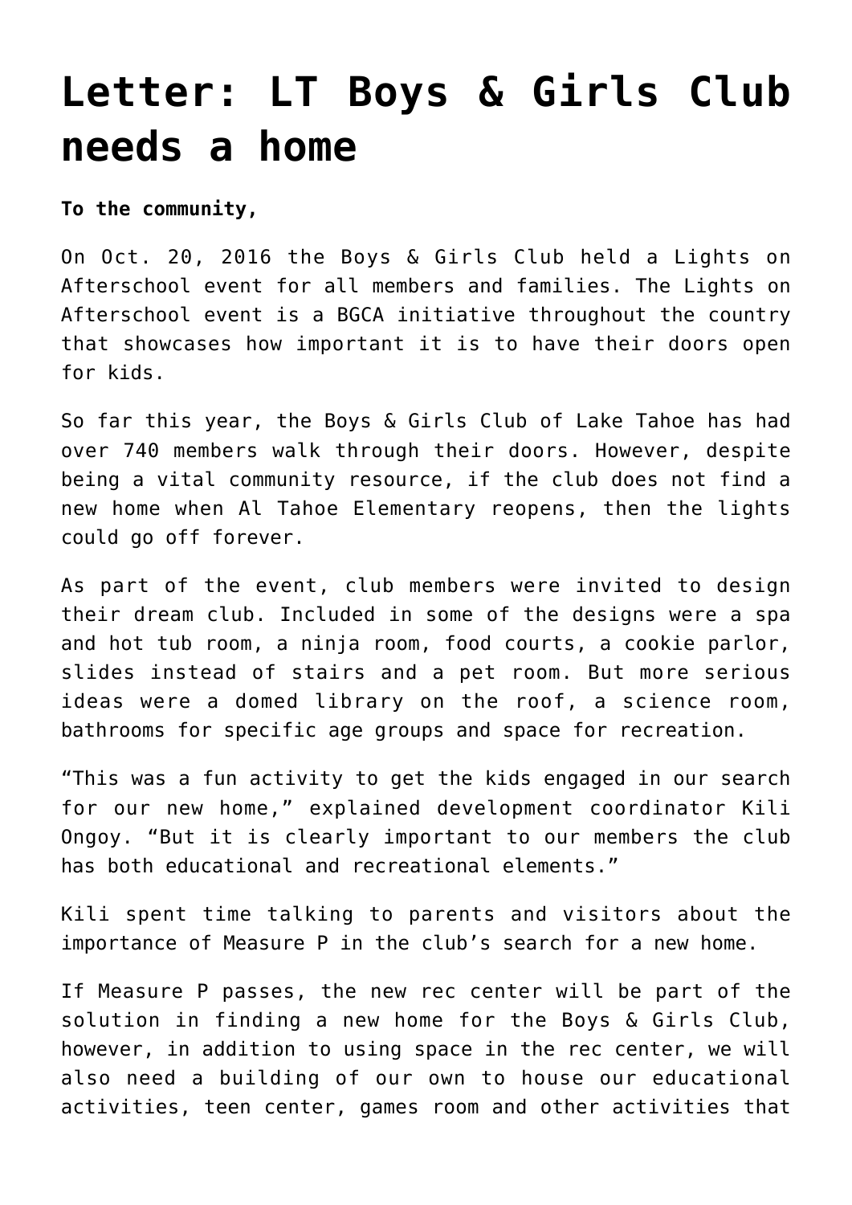# Letter: LT Boys & Girls Club needs a home

**To the community,**

On Oct. 20, 2016 the Boys & Girls Club held a Lights on Afterschool event for all members and families. The Lights on Afterschool event is a BGCA initiative throughout the country that showcases how important it is to have their doors open for kids.

So far this year, the Boys & Girls Club of Lake Tahoe has had over 740 members walk through their doors. However, despite being a vital community resource, if the club does not find a new home when Al Tahoe Elementary reopens, then the lights could go off forever.

As part of the event, club members were invited to design their dream club. Included in some of the designs were a spa and hot tub room, a ninja room, food courts, a cookie parlor, slides instead of stairs and a pet room. But more serious ideas were a domed library on the roof, a science room, bathrooms for specific age groups and space for recreation.

"This was a fun activity to get the kids engaged in our search for our new home," explained development coordinator Kili Ongoy. "But it is clearly important to our members the club has both educational and recreational elements."

Kili spent time talking to parents and visitors about the importance of Measure P in the club's search for a new home.

If Measure P passes, the new rec center will be part of the solution in finding a new home for the Boys & Girls Club, however, in addition to using space in the rec center, we will also need a building of our own to house our educational activities, teen center, games room and other activities that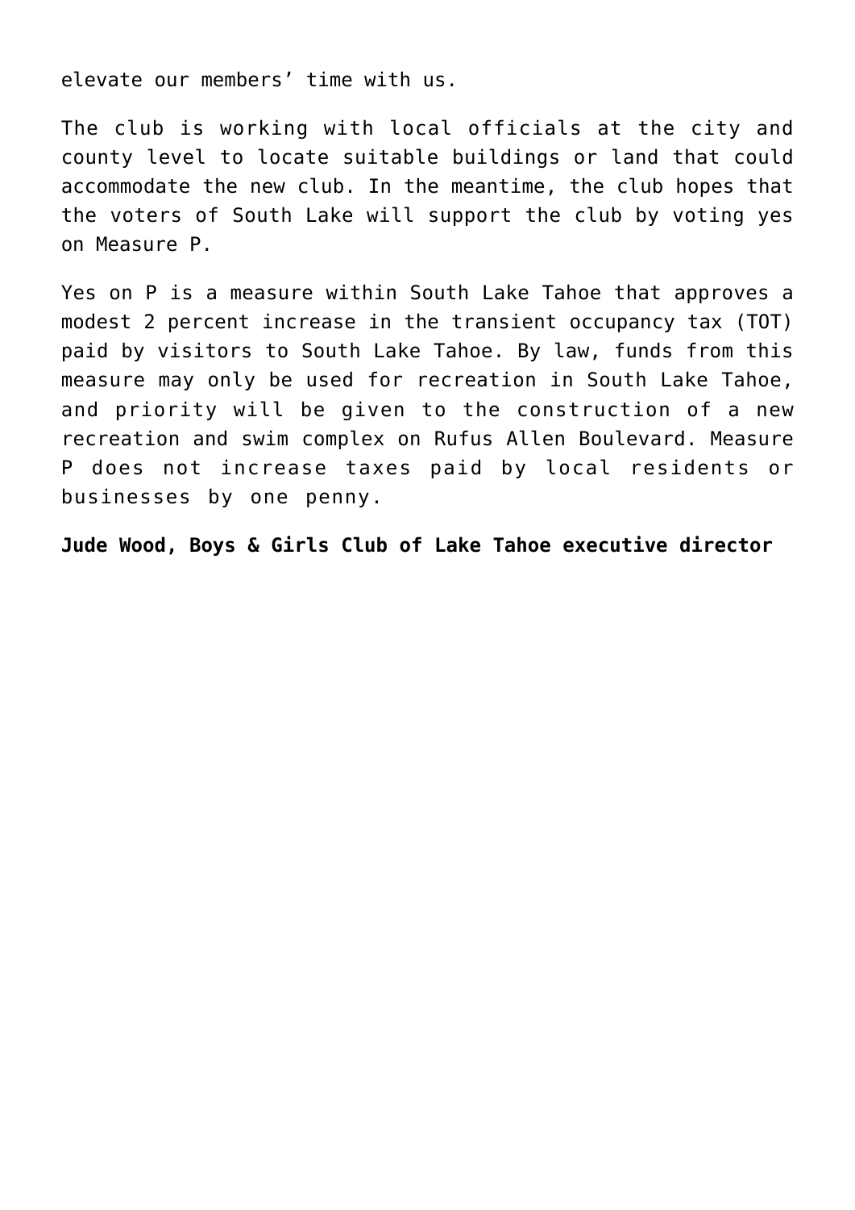elevate our members' time with us.

The club is working with local officials at the city and county level to locate suitable buildings or land that could accommodate the new club. In the meantime, the club hopes that the voters of South Lake will support the club by voting yes on Measure P.

Yes on P is a measure within South Lake Tahoe that approves a modest 2 percent increase in the transient occupancy tax (TOT) paid by visitors to South Lake Tahoe. By law, funds from this measure may only be used for recreation in South Lake Tahoe, and priority will be given to the construction of a new recreation and swim complex on Rufus Allen Boulevard. Measure P does not increase taxes paid by local residents or businesses by one penny.

**Jude Wood, Boys & Girls Club of Lake Tahoe executive director**